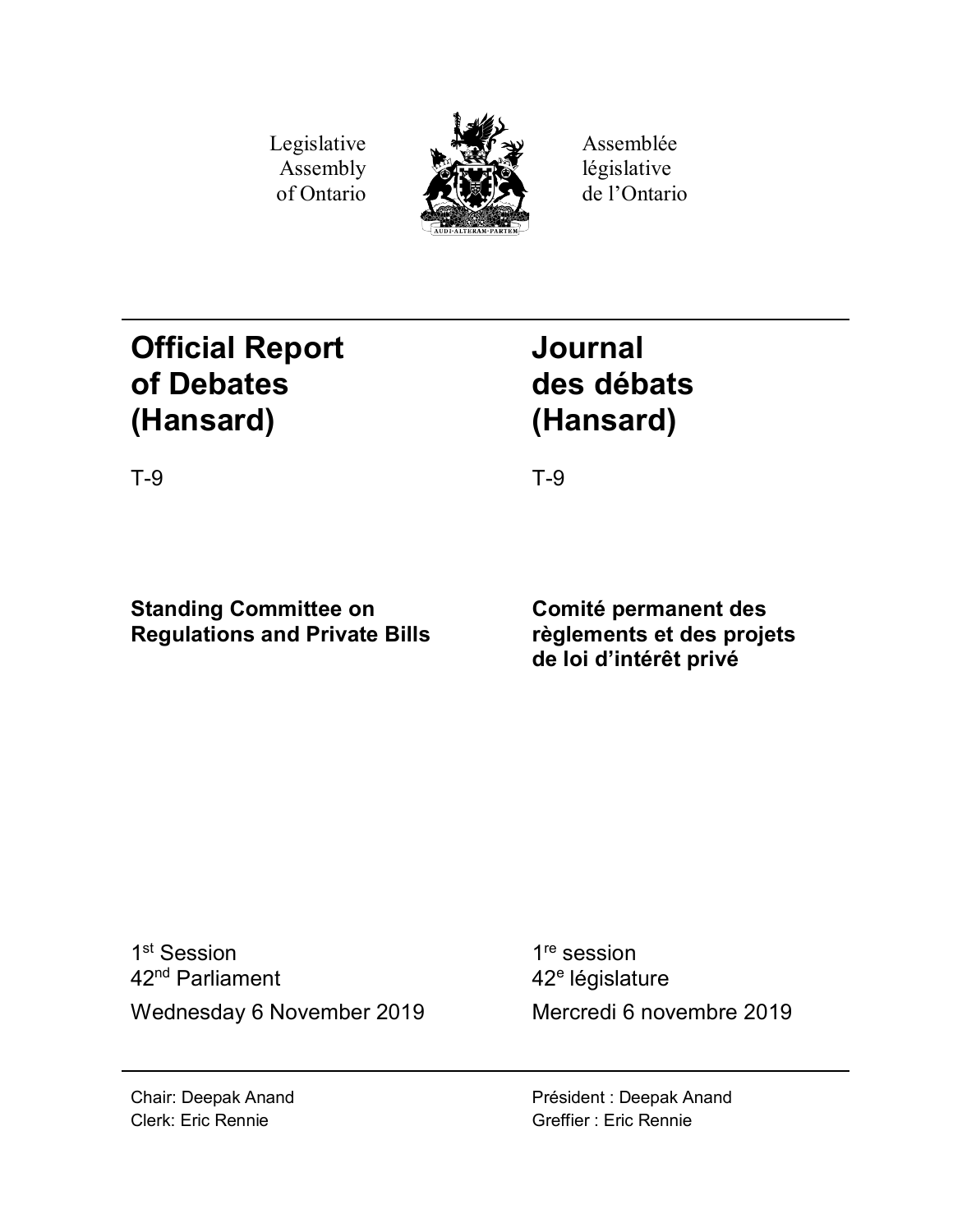Legislative Assembly of Ontario

Assemblée législative de l'Ontario

# Official Report of Debates (Hansard)

T-9

# Journal des débats (Hansard)

T-9

**Standing Committee on Regulations and Private Bills**

**Comité permanent des règlements et des projets de loi d'intérêt privé**

1st Session
42nd Parliament

Wednesday 6 November 2019

1re session
42e législature

Mercredi 6 novembre 2019

Chair: Deepak Anand
Clerk: Eric Rennie

Président : Deepak Anand
Greffier : Eric Rennie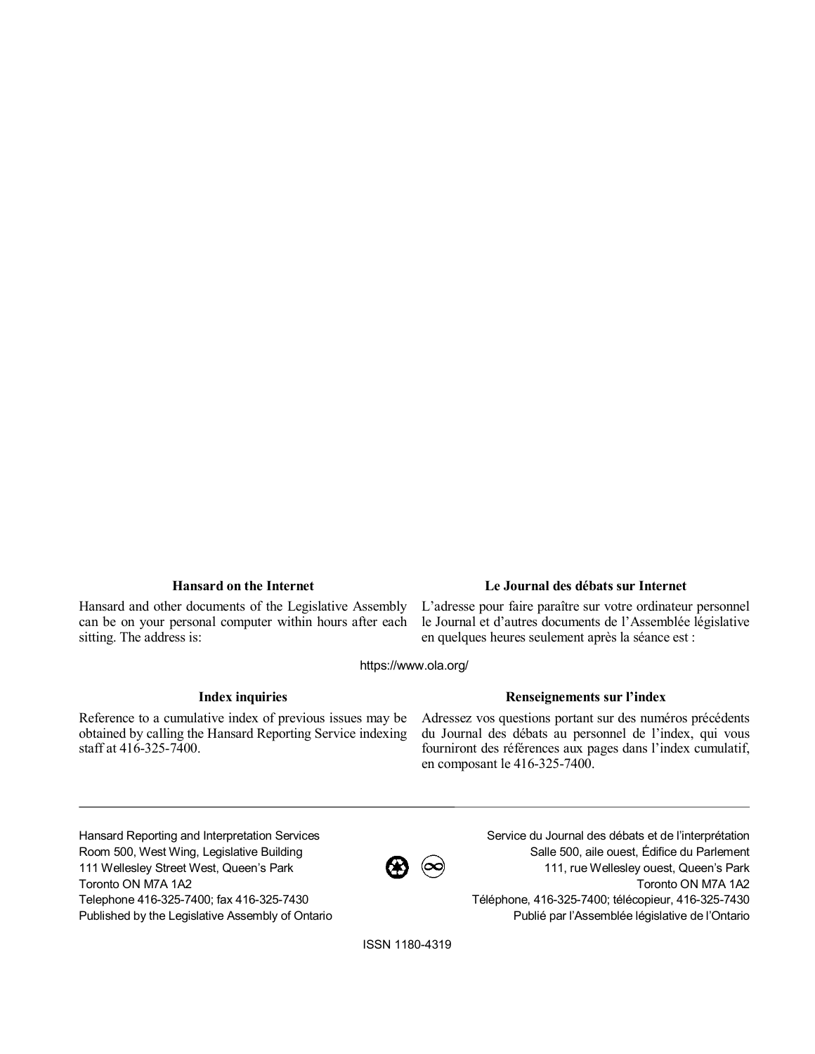### Hansard on the Internet

Hansard and other documents of the Legislative Assembly can be on your personal computer within hours after each sitting. The address is:

### Le Journal des débats sur Internet

L'adresse pour faire paraître sur votre ordinateur personnel le Journal et d'autres documents de l'Assemblée législative en quelques heures seulement après la séance est :

https://www.ola.org/

### Index inquiries

Reference to a cumulative index of previous issues may be obtained by calling the Hansard Reporting Service indexing staff at 416-325-7400.

### Renseignements sur l'index

Adressez vos questions portant sur des numéros précédents du Journal des débats au personnel de l'index, qui vous fourniront des références aux pages dans l'index cumulatif, en composant le 416-325-7400.

---

Hansard Reporting and Interpretation Services
Room 500, West Wing, Legislative Building
111 Wellesley Street West, Queen's Park
Toronto ON M7A 1A2
Telephone 416-325-7400; fax 416-325-7430
Published by the Legislative Assembly of Ontario

Service du Journal des débats et de l'interprétation
Salle 500, aile ouest, Édifice du Parlement
111, rue Wellesley ouest, Queen's Park
Toronto ON M7A 1A2
Téléphone, 416-325-7400; télécopieur, 416-325-7430
Publié par l'Assemblée législative de l'Ontario

ISSN 1180-4319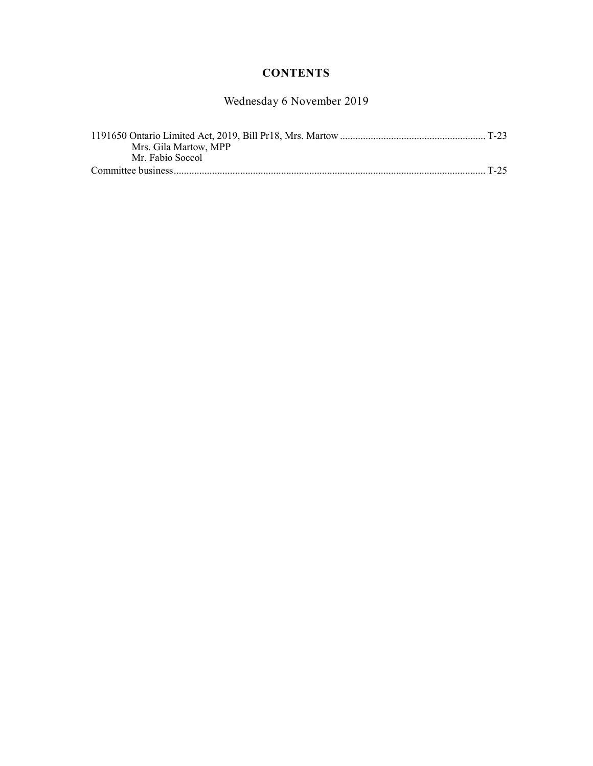# CONTENTS

Wednesday 6 November 2019

1191650 Ontario Limited Act, 2019, Bill Pr18, Mrs. Martow ........................................................ T-23
    Mrs. Gila Martow, MPP
    Mr. Fabio Soccol
Committee business........................................................................................................................ T-25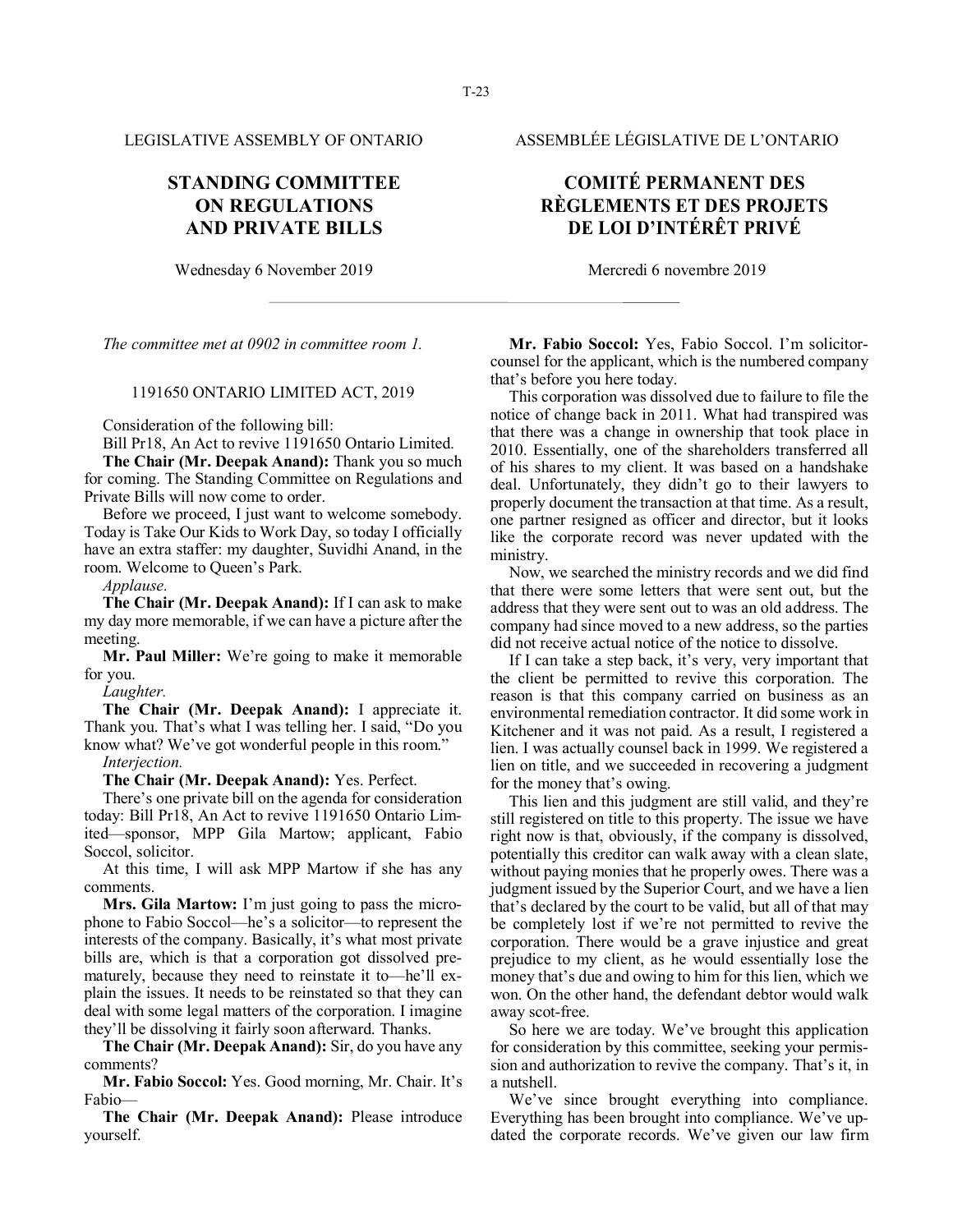LEGISLATIVE ASSEMBLY OF ONTARIO

ASSEMBLÉE LÉGISLATIVE DE L'ONTARIO

# STANDING COMMITTEE ON REGULATIONS AND PRIVATE BILLS

# COMITÉ PERMANENT DES RÈGLEMENTS ET DES PROJETS DE LOI D'INTÉRÊT PRIVÉ

Wednesday 6 November 2019

Mercredi 6 novembre 2019

*The committee met at 0902 in committee room 1.*

## 1191650 ONTARIO LIMITED ACT, 2019

Consideration of the following bill:

Bill Pr18, An Act to revive 1191650 Ontario Limited.

**The Chair (Mr. Deepak Anand):** Thank you so much for coming. The Standing Committee on Regulations and Private Bills will now come to order.

Before we proceed, I just want to welcome somebody. Today is Take Our Kids to Work Day, so today I officially have an extra staffer: my daughter, Suvidhi Anand, in the room. Welcome to Queen's Park.

*Applause.*

**The Chair (Mr. Deepak Anand):** If I can ask to make my day more memorable, if we can have a picture after the meeting.

**Mr. Paul Miller:** We're going to make it memorable for you.

*Laughter.*

**The Chair (Mr. Deepak Anand):** I appreciate it. Thank you. That's what I was telling her. I said, "Do you know what? We've got wonderful people in this room."

*Interjection.*

**The Chair (Mr. Deepak Anand):** Yes. Perfect.

There's one private bill on the agenda for consideration today: Bill Pr18, An Act to revive 1191650 Ontario Limited—sponsor, MPP Gila Martow; applicant, Fabio Soccol, solicitor.

At this time, I will ask MPP Martow if she has any comments.

**Mrs. Gila Martow:** I'm just going to pass the microphone to Fabio Soccol—he's a solicitor—to represent the interests of the company. Basically, it's what most private bills are, which is that a corporation got dissolved prematurely, because they need to reinstate it to—he'll explain the issues. It needs to be reinstated so that they can deal with some legal matters of the corporation. I imagine they'll be dissolving it fairly soon afterward. Thanks.

**The Chair (Mr. Deepak Anand):** Sir, do you have any comments?

**Mr. Fabio Soccol:** Yes. Good morning, Mr. Chair. It's Fabio—

**The Chair (Mr. Deepak Anand):** Please introduce yourself.

**Mr. Fabio Soccol:** Yes, Fabio Soccol. I'm solicitor-counsel for the applicant, which is the numbered company that's before you here today.

This corporation was dissolved due to failure to file the notice of change back in 2011. What had transpired was that there was a change in ownership that took place in 2010. Essentially, one of the shareholders transferred all of his shares to my client. It was based on a handshake deal. Unfortunately, they didn't go to their lawyers to properly document the transaction at that time. As a result, one partner resigned as officer and director, but it looks like the corporate record was never updated with the ministry.

Now, we searched the ministry records and we did find that there were some letters that were sent out, but the address that they were sent out to was an old address. The company had since moved to a new address, so the parties did not receive actual notice of the notice to dissolve.

If I can take a step back, it's very, very important that the client be permitted to revive this corporation. The reason is that this company carried on business as an environmental remediation contractor. It did some work in Kitchener and it was not paid. As a result, I registered a lien. I was actually counsel back in 1999. We registered a lien on title, and we succeeded in recovering a judgment for the money that's owing.

This lien and this judgment are still valid, and they're still registered on title to this property. The issue we have right now is that, obviously, if the company is dissolved, potentially this creditor can walk away with a clean slate, without paying monies that he properly owes. There was a judgment issued by the Superior Court, and we have a lien that's declared by the court to be valid, but all of that may be completely lost if we're not permitted to revive the corporation. There would be a grave injustice and great prejudice to my client, as he would essentially lose the money that's due and owing to him for this lien, which we won. On the other hand, the defendant debtor would walk away scot-free.

So here we are today. We've brought this application for consideration by this committee, seeking your permission and authorization to revive the company. That's it, in a nutshell.

We've since brought everything into compliance. Everything has been brought into compliance. We've updated the corporate records. We've given our law firm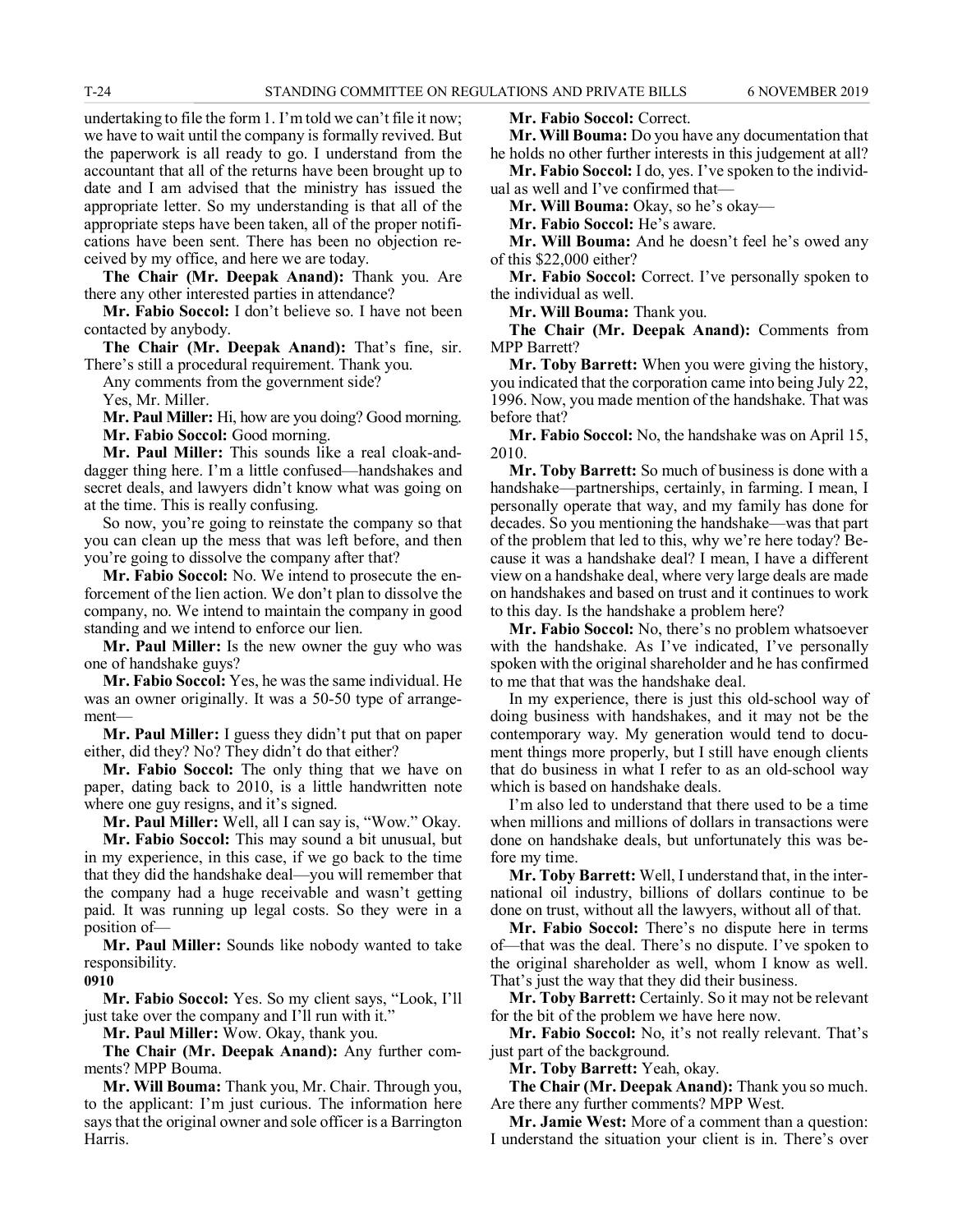undertaking to file the form 1. I'm told we can't file it now; we have to wait until the company is formally revived. But the paperwork is all ready to go. I understand from the accountant that all of the returns have been brought up to date and I am advised that the ministry has issued the appropriate letter. So my understanding is that all of the appropriate steps have been taken, all of the proper notifications have been sent. There has been no objection received by my office, and here we are today.

**The Chair (Mr. Deepak Anand):** Thank you. Are there any other interested parties in attendance?

**Mr. Fabio Soccol:** I don't believe so. I have not been contacted by anybody.

**The Chair (Mr. Deepak Anand):** That's fine, sir. There's still a procedural requirement. Thank you.

Any comments from the government side?

Yes, Mr. Miller.

**Mr. Paul Miller:** Hi, how are you doing? Good morning.

**Mr. Fabio Soccol:** Good morning.

**Mr. Paul Miller:** This sounds like a real cloak-and-dagger thing here. I'm a little confused—handshakes and secret deals, and lawyers didn't know what was going on at the time. This is really confusing.

So now, you're going to reinstate the company so that you can clean up the mess that was left before, and then you're going to dissolve the company after that?

**Mr. Fabio Soccol:** No. We intend to prosecute the enforcement of the lien action. We don't plan to dissolve the company, no. We intend to maintain the company in good standing and we intend to enforce our lien.

**Mr. Paul Miller:** Is the new owner the guy who was one of handshake guys?

**Mr. Fabio Soccol:** Yes, he was the same individual. He was an owner originally. It was a 50-50 type of arrangement—

**Mr. Paul Miller:** I guess they didn't put that on paper either, did they? No? They didn't do that either?

**Mr. Fabio Soccol:** The only thing that we have on paper, dating back to 2010, is a little handwritten note where one guy resigns, and it's signed.

**Mr. Paul Miller:** Well, all I can say is, "Wow." Okay.

**Mr. Fabio Soccol:** This may sound a bit unusual, but in my experience, in this case, if we go back to the time that they did the handshake deal—you will remember that the company had a huge receivable and wasn't getting paid. It was running up legal costs. So they were in a position of—

**Mr. Paul Miller:** Sounds like nobody wanted to take responsibility.

**0910**

**Mr. Fabio Soccol:** Yes. So my client says, "Look, I'll just take over the company and I'll run with it."

**Mr. Paul Miller:** Wow. Okay, thank you.

**The Chair (Mr. Deepak Anand):** Any further comments? MPP Bouma.

**Mr. Will Bouma:** Thank you, Mr. Chair. Through you, to the applicant: I'm just curious. The information here says that the original owner and sole officer is a Barrington Harris.

**Mr. Fabio Soccol:** Correct.

**Mr. Will Bouma:** Do you have any documentation that he holds no other further interests in this judgement at all?

**Mr. Fabio Soccol:** I do, yes. I've spoken to the individual as well and I've confirmed that—

**Mr. Will Bouma:** Okay, so he's okay—

**Mr. Fabio Soccol:** He's aware.

**Mr. Will Bouma:** And he doesn't feel he's owed any of this $22,000 either?

**Mr. Fabio Soccol:** Correct. I've personally spoken to the individual as well.

**Mr. Will Bouma:** Thank you.

**The Chair (Mr. Deepak Anand):** Comments from MPP Barrett?

**Mr. Toby Barrett:** When you were giving the history, you indicated that the corporation came into being July 22, 1996. Now, you made mention of the handshake. That was before that?

**Mr. Fabio Soccol:** No, the handshake was on April 15, 2010.

**Mr. Toby Barrett:** So much of business is done with a handshake—partnerships, certainly, in farming. I mean, I personally operate that way, and my family has done for decades. So you mentioning the handshake—was that part of the problem that led to this, why we're here today? Because it was a handshake deal? I mean, I have a different view on a handshake deal, where very large deals are made on handshakes and based on trust and it continues to work to this day. Is the handshake a problem here?

**Mr. Fabio Soccol:** No, there's no problem whatsoever with the handshake. As I've indicated, I've personally spoken with the original shareholder and he has confirmed to me that that was the handshake deal.

In my experience, there is just this old-school way of doing business with handshakes, and it may not be the contemporary way. My generation would tend to document things more properly, but I still have enough clients that do business in what I refer to as an old-school way which is based on handshake deals.

I'm also led to understand that there used to be a time when millions and millions of dollars in transactions were done on handshake deals, but unfortunately this was before my time.

**Mr. Toby Barrett:** Well, I understand that, in the international oil industry, billions of dollars continue to be done on trust, without all the lawyers, without all of that.

**Mr. Fabio Soccol:** There's no dispute here in terms of—that was the deal. There's no dispute. I've spoken to the original shareholder as well, whom I know as well. That's just the way that they did their business.

**Mr. Toby Barrett:** Certainly. So it may not be relevant for the bit of the problem we have here now.

**Mr. Fabio Soccol:** No, it's not really relevant. That's just part of the background.

**Mr. Toby Barrett:** Yeah, okay.

**The Chair (Mr. Deepak Anand):** Thank you so much. Are there any further comments? MPP West.

**Mr. Jamie West:** More of a comment than a question: I understand the situation your client is in. There's over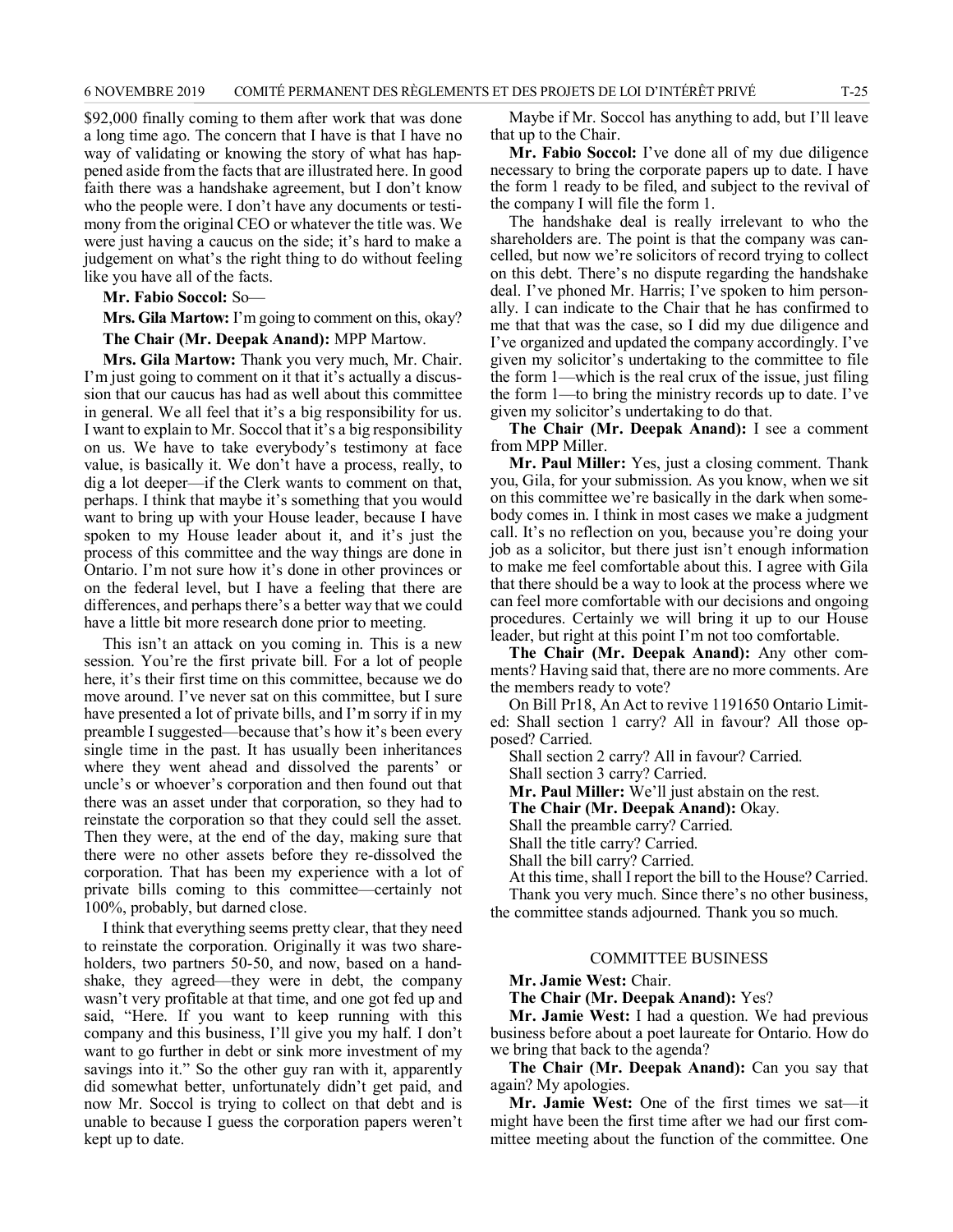$92,000 finally coming to them after work that was done a long time ago. The concern that I have is that I have no way of validating or knowing the story of what has happened aside from the facts that are illustrated here. In good faith there was a handshake agreement, but I don't know who the people were. I don't have any documents or testimony from the original CEO or whatever the title was. We were just having a caucus on the side; it's hard to make a judgement on what's the right thing to do without feeling like you have all of the facts.

**Mr. Fabio Soccol:** So—

**Mrs. Gila Martow:** I'm going to comment on this, okay?

**The Chair (Mr. Deepak Anand):** MPP Martow.

**Mrs. Gila Martow:** Thank you very much, Mr. Chair. I'm just going to comment on it that it's actually a discussion that our caucus has had as well about this committee in general. We all feel that it's a big responsibility for us. I want to explain to Mr. Soccol that it's a big responsibility on us. We have to take everybody's testimony at face value, is basically it. We don't have a process, really, to dig a lot deeper—if the Clerk wants to comment on that, perhaps. I think that maybe it's something that you would want to bring up with your House leader, because I have spoken to my House leader about it, and it's just the process of this committee and the way things are done in Ontario. I'm not sure how it's done in other provinces or on the federal level, but I have a feeling that there are differences, and perhaps there's a better way that we could have a little bit more research done prior to meeting.

This isn't an attack on you coming in. This is a new session. You're the first private bill. For a lot of people here, it's their first time on this committee, because we do move around. I've never sat on this committee, but I sure have presented a lot of private bills, and I'm sorry if in my preamble I suggested—because that's how it's been every single time in the past. It has usually been inheritances where they went ahead and dissolved the parents' or uncle's or whoever's corporation and then found out that there was an asset under that corporation, so they had to reinstate the corporation so that they could sell the asset. Then they were, at the end of the day, making sure that there were no other assets before they re-dissolved the corporation. That has been my experience with a lot of private bills coming to this committee—certainly not 100%, probably, but darned close.

I think that everything seems pretty clear, that they need to reinstate the corporation. Originally it was two shareholders, two partners 50-50, and now, based on a handshake, they agreed—they were in debt, the company wasn't very profitable at that time, and one got fed up and said, "Here. If you want to keep running with this company and this business, I'll give you my half. I don't want to go further in debt or sink more investment of my savings into it." So the other guy ran with it, apparently did somewhat better, unfortunately didn't get paid, and now Mr. Soccol is trying to collect on that debt and is unable to because I guess the corporation papers weren't kept up to date.

Maybe if Mr. Soccol has anything to add, but I'll leave that up to the Chair.

**Mr. Fabio Soccol:** I've done all of my due diligence necessary to bring the corporate papers up to date. I have the form 1 ready to be filed, and subject to the revival of the company I will file the form 1.

The handshake deal is really irrelevant to who the shareholders are. The point is that the company was cancelled, but now we're solicitors of record trying to collect on this debt. There's no dispute regarding the handshake deal. I've phoned Mr. Harris; I've spoken to him personally. I can indicate to the Chair that he has confirmed to me that that was the case, so I did my due diligence and I've organized and updated the company accordingly. I've given my solicitor's undertaking to the committee to file the form 1—which is the real crux of the issue, just filing the form 1—to bring the ministry records up to date. I've given my solicitor's undertaking to do that.

**The Chair (Mr. Deepak Anand):** I see a comment from MPP Miller.

**Mr. Paul Miller:** Yes, just a closing comment. Thank you, Gila, for your submission. As you know, when we sit on this committee we're basically in the dark when somebody comes in. I think in most cases we make a judgment call. It's no reflection on you, because you're doing your job as a solicitor, but there just isn't enough information to make me feel comfortable about this. I agree with Gila that there should be a way to look at the process where we can feel more comfortable with our decisions and ongoing procedures. Certainly we will bring it up to our House leader, but right at this point I'm not too comfortable.

**The Chair (Mr. Deepak Anand):** Any other comments? Having said that, there are no more comments. Are the members ready to vote?

On Bill Pr18, An Act to revive 1191650 Ontario Limited: Shall section 1 carry? All in favour? All those opposed? Carried.

Shall section 2 carry? All in favour? Carried.

Shall section 3 carry? Carried.

**Mr. Paul Miller:** We'll just abstain on the rest.

**The Chair (Mr. Deepak Anand):** Okay.

Shall the preamble carry? Carried.

Shall the title carry? Carried.

Shall the bill carry? Carried.

At this time, shall I report the bill to the House? Carried.

Thank you very much. Since there's no other business, the committee stands adjourned. Thank you so much.

## COMMITTEE BUSINESS

**Mr. Jamie West:** Chair.

**The Chair (Mr. Deepak Anand):** Yes?

**Mr. Jamie West:** I had a question. We had previous business before about a poet laureate for Ontario. How do we bring that back to the agenda?

**The Chair (Mr. Deepak Anand):** Can you say that again? My apologies.

**Mr. Jamie West:** One of the first times we sat—it might have been the first time after we had our first committee meeting about the function of the committee. One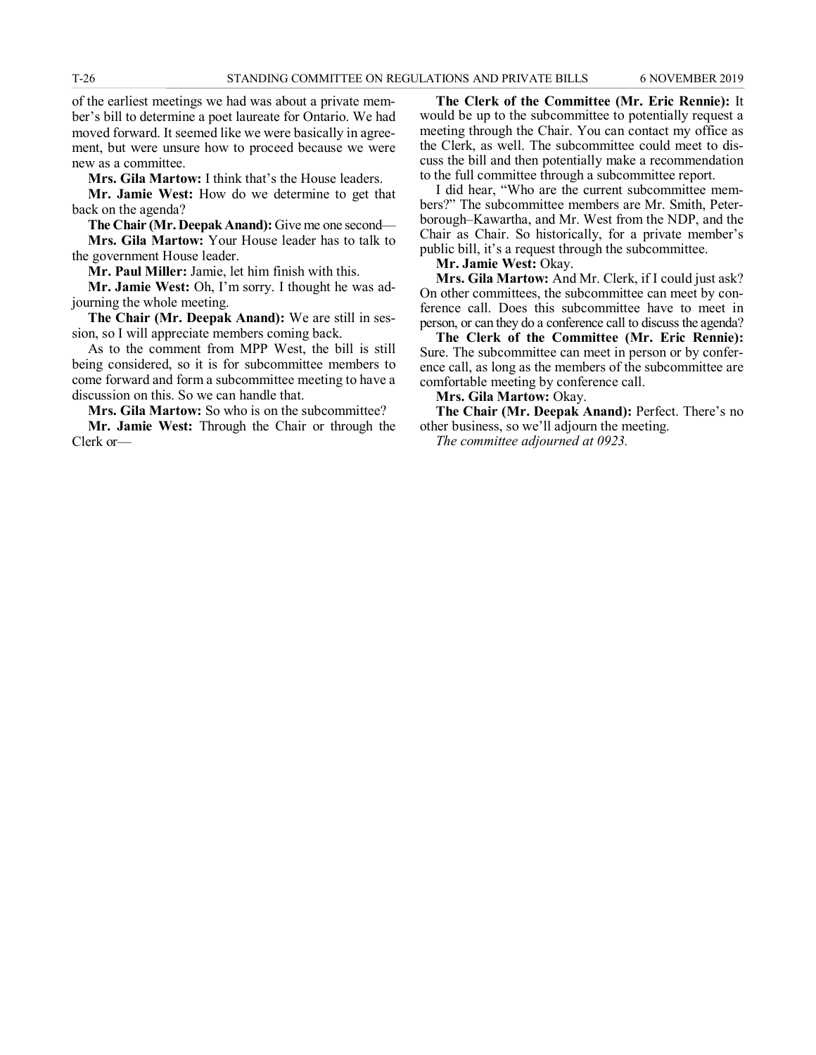of the earliest meetings we had was about a private member's bill to determine a poet laureate for Ontario. We had moved forward. It seemed like we were basically in agreement, but were unsure how to proceed because we were new as a committee.

**Mrs. Gila Martow:** I think that's the House leaders.

**Mr. Jamie West:** How do we determine to get that back on the agenda?

**The Chair (Mr. Deepak Anand):** Give me one second—

**Mrs. Gila Martow:** Your House leader has to talk to the government House leader.

**Mr. Paul Miller:** Jamie, let him finish with this.

**Mr. Jamie West:** Oh, I'm sorry. I thought he was adjourning the whole meeting.

**The Chair (Mr. Deepak Anand):** We are still in session, so I will appreciate members coming back.

As to the comment from MPP West, the bill is still being considered, so it is for subcommittee members to come forward and form a subcommittee meeting to have a discussion on this. So we can handle that.

**Mrs. Gila Martow:** So who is on the subcommittee?

**Mr. Jamie West:** Through the Chair or through the Clerk or—

**The Clerk of the Committee (Mr. Eric Rennie):** It would be up to the subcommittee to potentially request a meeting through the Chair. You can contact my office as the Clerk, as well. The subcommittee could meet to discuss the bill and then potentially make a recommendation to the full committee through a subcommittee report.

I did hear, "Who are the current subcommittee members?" The subcommittee members are Mr. Smith, Peterborough–Kawartha, and Mr. West from the NDP, and the Chair as Chair. So historically, for a private member's public bill, it's a request through the subcommittee.

**Mr. Jamie West:** Okay.

**Mrs. Gila Martow:** And Mr. Clerk, if I could just ask? On other committees, the subcommittee can meet by conference call. Does this subcommittee have to meet in person, or can they do a conference call to discuss the agenda?

**The Clerk of the Committee (Mr. Eric Rennie):** Sure. The subcommittee can meet in person or by conference call, as long as the members of the subcommittee are comfortable meeting by conference call.

**Mrs. Gila Martow:** Okay.

**The Chair (Mr. Deepak Anand):** Perfect. There's no other business, so we'll adjourn the meeting.

*The committee adjourned at 0923.*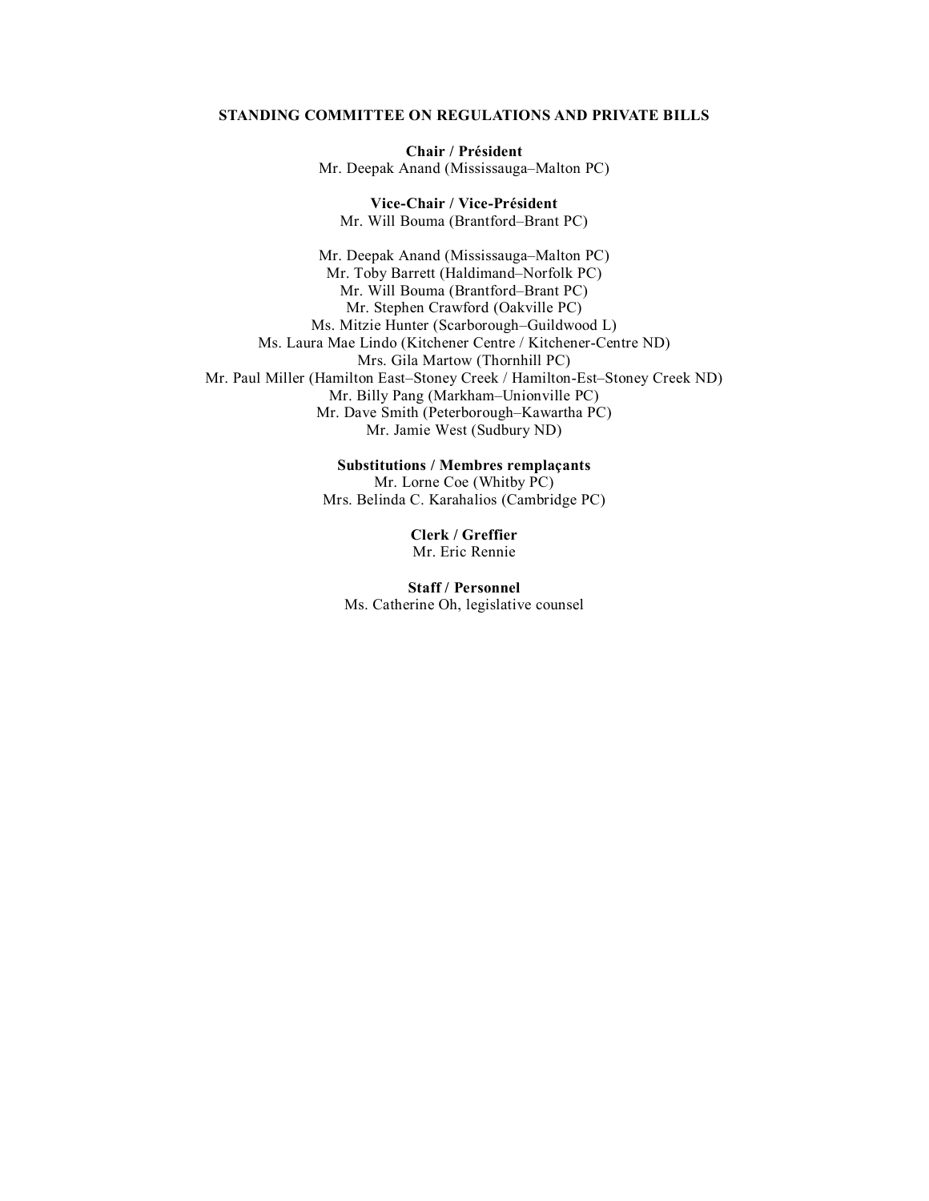## STANDING COMMITTEE ON REGULATIONS AND PRIVATE BILLS

**Chair / Président**
Mr. Deepak Anand (Mississauga–Malton PC)

**Vice-Chair / Vice-Président**
Mr. Will Bouma (Brantford–Brant PC)

Mr. Deepak Anand (Mississauga–Malton PC)
Mr. Toby Barrett (Haldimand–Norfolk PC)
Mr. Will Bouma (Brantford–Brant PC)
Mr. Stephen Crawford (Oakville PC)
Ms. Mitzie Hunter (Scarborough–Guildwood L)
Ms. Laura Mae Lindo (Kitchener Centre / Kitchener-Centre ND)
Mrs. Gila Martow (Thornhill PC)
Mr. Paul Miller (Hamilton East–Stoney Creek / Hamilton-Est–Stoney Creek ND)
Mr. Billy Pang (Markham–Unionville PC)
Mr. Dave Smith (Peterborough–Kawartha PC)
Mr. Jamie West (Sudbury ND)

**Substitutions / Membres remplaçants**
Mr. Lorne Coe (Whitby PC)
Mrs. Belinda C. Karahalios (Cambridge PC)

**Clerk / Greffier**
Mr. Eric Rennie

**Staff / Personnel**
Ms. Catherine Oh, legislative counsel